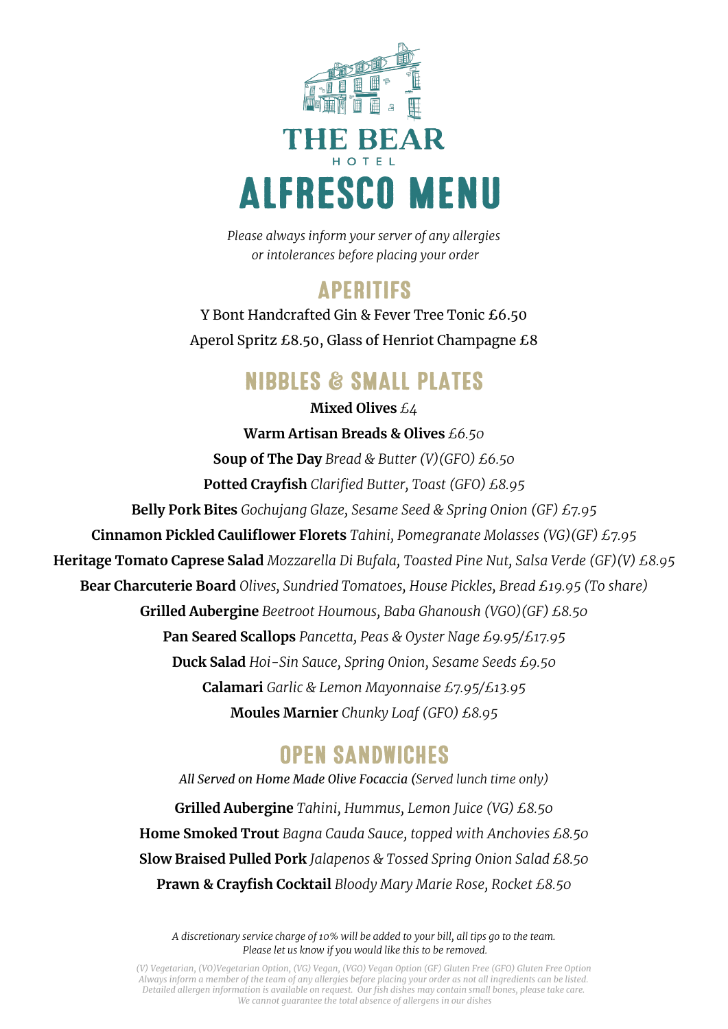# THE BEAR

HOTEL

# ALFRESCO MENU

*Please always inform your server of any allergies or intolerances before placing your order*

## APERITIFS

Y Bont Handcrafted Gin & Fever Tree Tonic £6.50

Aperol Spritz £8.50, Glass of Henriot Champagne £8

## NIBBLES & SMALL PLATES

**Mixed Olives** *£4*

**Warm Artisan Breads & Olives** *£6.50*

**Soup of The Day** *Bread & Butter (V)(GFO) £6.50*

**Potted Crayfish** *Clarified Butter, Toast (GFO) £8.95*

**Belly Pork Bites** *Gochujang Glaze, Sesame Seed & Spring Onion (GF) £7.95*

**Cinnamon Pickled Cauliflower Florets** *Tahini, Pomegranate Molasses (VG)(GF) £7.95*

**Heritage Tomato Caprese Salad** *Mozzarella Di Bufala, Toasted Pine Nut, Salsa Verde (GF)(V) £8.95*

**Bear Charcuterie Board** *Olives, Sundried Tomatoes, House Pickles, Bread £19.95 (To share)*

**Grilled Aubergine** *Beetroot Houmous, Baba Ghanoush (VGO)(GF) £8.50*

**Pan Seared Scallops** *Pancetta, Peas & Oyster Nage £9.95/£17.95*

**Duck Salad** *Hoi-Sin Sauce, Spring Onion, Sesame Seeds £9.50*

**Calamari** *Garlic & Lemon Mayonnaise £7.95/£13.95*

**Moules Marnier** *Chunky Loaf (GFO) £8.95*

## OPEN SANDWICHES

*All Served on Home Made Olive Focaccia (Served lunch time only)*

**Grilled Aubergine** *Tahini, Hummus, Lemon Juice (VG) £8.50*

**Home Smoked Trout** *Bagna Cauda Sauce, topped with Anchovies £8.50*

**Slow Braised Pulled Pork** *Jalapenos & Tossed Spring Onion Salad £8.50*

**Prawn & Crayfish Cocktail** *Bloody Mary Marie Rose, Rocket £8.50*

*A discretionary service charge of 10% will be added to your bill, all tips go to the team.*
*Please let us know if you would like this to be removed.*

*(V) Vegetarian, (VO)Vegetarian Option, (VG) Vegan, (VGO) Vegan Option (GF) Gluten Free (GFO) Gluten Free Option*
*Always inform a member of the team of any allergies before placing your order as not all ingredients can be listed.*
*Detailed allergen information is available on request. Our fish dishes may contain small bones, please take care.*
*We cannot guarantee the total absence of allergens in our dishes*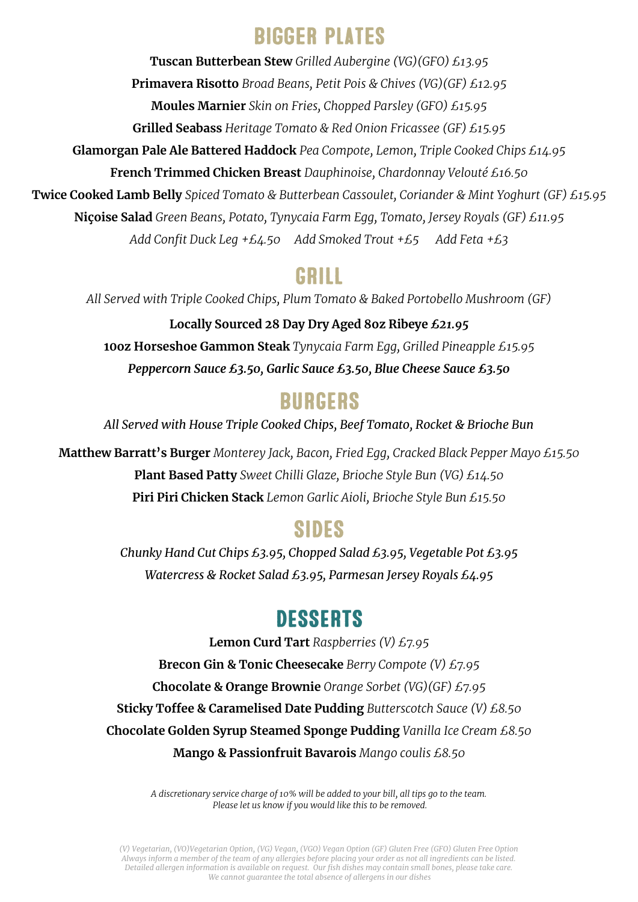## BIGGER PLATES

**Tuscan Butterbean Stew** *Grilled Aubergine (VG)(GFO) £13.95*

**Primavera Risotto** *Broad Beans, Petit Pois & Chives (VG)(GF) £12.95*

**Moules Marnier** *Skin on Fries, Chopped Parsley (GFO) £15.95*

**Grilled Seabass** *Heritage Tomato & Red Onion Fricassee (GF) £15.95*

**Glamorgan Pale Ale Battered Haddock** *Pea Compote, Lemon, Triple Cooked Chips £14.95*

**French Trimmed Chicken Breast** *Dauphinoise, Chardonnay Velouté £16.50*

**Twice Cooked Lamb Belly** *Spiced Tomato & Butterbean Cassoulet, Coriander & Mint Yoghurt (GF) £15.95*

**Niçoise Salad** *Green Beans, Potato, Tynycaia Farm Egg, Tomato, Jersey Royals (GF) £11.95*

*Add Confit Duck Leg +£4.50 Add Smoked Trout +£5 Add Feta +£3*

## GRILL

*All Served with Triple Cooked Chips, Plum Tomato & Baked Portobello Mushroom (GF)*

**Locally Sourced 28 Day Dry Aged 8oz Ribeye** ***£21.95***

**10oz Horseshoe Gammon Steak** *Tynycaia Farm Egg, Grilled Pineapple £15.95*

***Peppercorn Sauce £3.50, Garlic Sauce £3.50, Blue Cheese Sauce £3.50***

## BURGERS

*All Served with House Triple Cooked Chips, Beef Tomato, Rocket & Brioche Bun*

**Matthew Barratt's Burger** *Monterey Jack, Bacon, Fried Egg, Cracked Black Pepper Mayo £15.50*

**Plant Based Patty** *Sweet Chilli Glaze, Brioche Style Bun (VG) £14.50*

**Piri Piri Chicken Stack** *Lemon Garlic Aioli, Brioche Style Bun £15.50*

## SIDES

*Chunky Hand Cut Chips £3.95, Chopped Salad £3.95, Vegetable Pot £3.95*

*Watercress & Rocket Salad £3.95, Parmesan Jersey Royals £4.95*

## DESSERTS

**Lemon Curd Tart** *Raspberries (V) £7.95*

**Brecon Gin & Tonic Cheesecake** *Berry Compote (V) £7.95*

**Chocolate & Orange Brownie** *Orange Sorbet (VG)(GF) £7.95*

**Sticky Toffee & Caramelised Date Pudding** *Butterscotch Sauce (V) £8.50*

**Chocolate Golden Syrup Steamed Sponge Pudding** *Vanilla Ice Cream £8.50*

**Mango & Passionfruit Bavarois** *Mango coulis £8.50*

*A discretionary service charge of 10% will be added to your bill, all tips go to the team.*
*Please let us know if you would like this to be removed.*

*(V) Vegetarian, (VO)Vegetarian Option, (VG) Vegan, (VGO) Vegan Option (GF) Gluten Free (GFO) Gluten Free Option*
*Always inform a member of the team of any allergies before placing your order as not all ingredients can be listed.*
*Detailed allergen information is available on request. Our fish dishes may contain small bones, please take care.*
*We cannot guarantee the total absence of allergens in our dishes*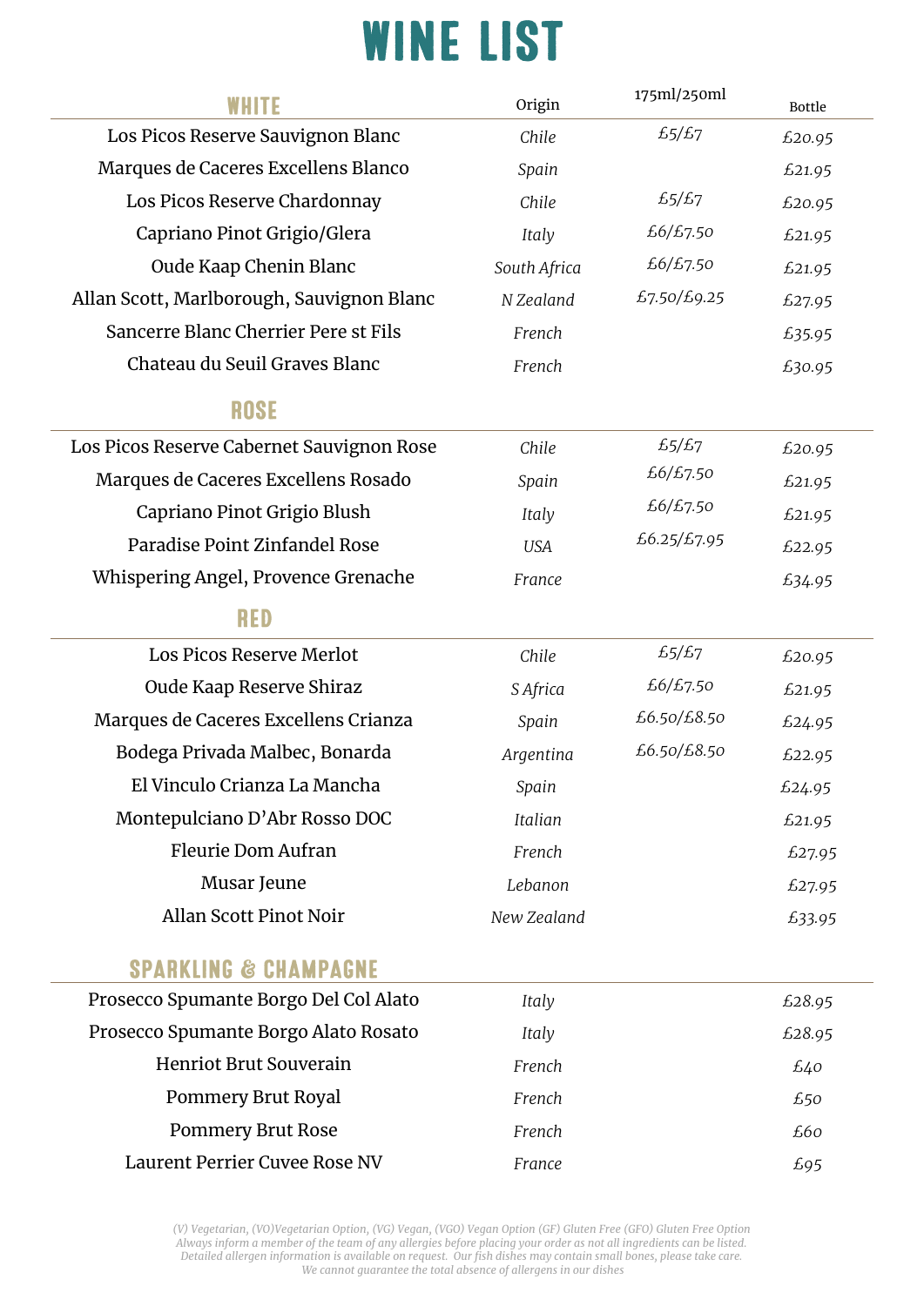# WINE LIST

## WHITE

| WHITE | Origin | 175ml/250ml | Bottle |
|---|---|---|---|
| Los Picos Reserve Sauvignon Blanc | *Chile* | £5/£7 | £20.95 |
| Marques de Caceres Excellens Blanco | *Spain* | | £21.95 |
| Los Picos Reserve Chardonnay | *Chile* | £5/£7 | £20.95 |
| Capriano Pinot Grigio/Glera | *Italy* | £6/£7.50 | £21.95 |
| Oude Kaap Chenin Blanc | *South Africa* | £6/£7.50 | £21.95 |
| Allan Scott, Marlborough, Sauvignon Blanc | *N Zealand* | £7.50/£9.25 | £27.95 |
| Sancerre Blanc Cherrier Pere st Fils | *French* | | £35.95 |
| Chateau du Seuil Graves Blanc | *French* | | £30.95 |

## ROSE

| ROSE | Origin | 175ml/250ml | Bottle |
|---|---|---|---|
| Los Picos Reserve Cabernet Sauvignon Rose | *Chile* | £5/£7 | £20.95 |
| Marques de Caceres Excellens Rosado | *Spain* | £6/£7.50 | £21.95 |
| Capriano Pinot Grigio Blush | *Italy* | £6/£7.50 | £21.95 |
| Paradise Point Zinfandel Rose | *USA* | £6.25/£7.95 | £22.95 |
| Whispering Angel, Provence Grenache | *France* | | £34.95 |

## RED

| RED | Origin | 175ml/250ml | Bottle |
|---|---|---|---|
| Los Picos Reserve Merlot | *Chile* | £5/£7 | £20.95 |
| Oude Kaap Reserve Shiraz | *S Africa* | £6/£7.50 | £21.95 |
| Marques de Caceres Excellens Crianza | *Spain* | £6.50/£8.50 | £24.95 |
| Bodega Privada Malbec, Bonarda | *Argentina* | £6.50/£8.50 | £22.95 |
| El Vinculo Crianza La Mancha | *Spain* | | £24.95 |
| Montepulciano D'Abr Rosso DOC | *Italian* | | £21.95 |
| Fleurie Dom Aufran | *French* | | £27.95 |
| Musar Jeune | *Lebanon* | | £27.95 |
| Allan Scott Pinot Noir | *New Zealand* | | £33.95 |

## SPARKLING & CHAMPAGNE

| SPARKLING & CHAMPAGNE | Origin | 175ml/250ml | Bottle |
|---|---|---|---|
| Prosecco Spumante Borgo Del Col Alato | *Italy* | | £28.95 |
| Prosecco Spumante Borgo Alato Rosato | *Italy* | | £28.95 |
| Henriot Brut Souverain | *French* | | £40 |
| Pommery Brut Royal | *French* | | £50 |
| Pommery Brut Rose | *French* | | £60 |
| Laurent Perrier Cuvee Rose NV | *France* | | £95 |

*(V) Vegetarian, (VO)Vegetarian Option, (VG) Vegan, (VGO) Vegan Option (GF) Gluten Free (GFO) Gluten Free Option*
*Always inform a member of the team of any allergies before placing your order as not all ingredients can be listed.*
*Detailed allergen information is available on request. Our fish dishes may contain small bones, please take care.*
*We cannot guarantee the total absence of allergens in our dishes*